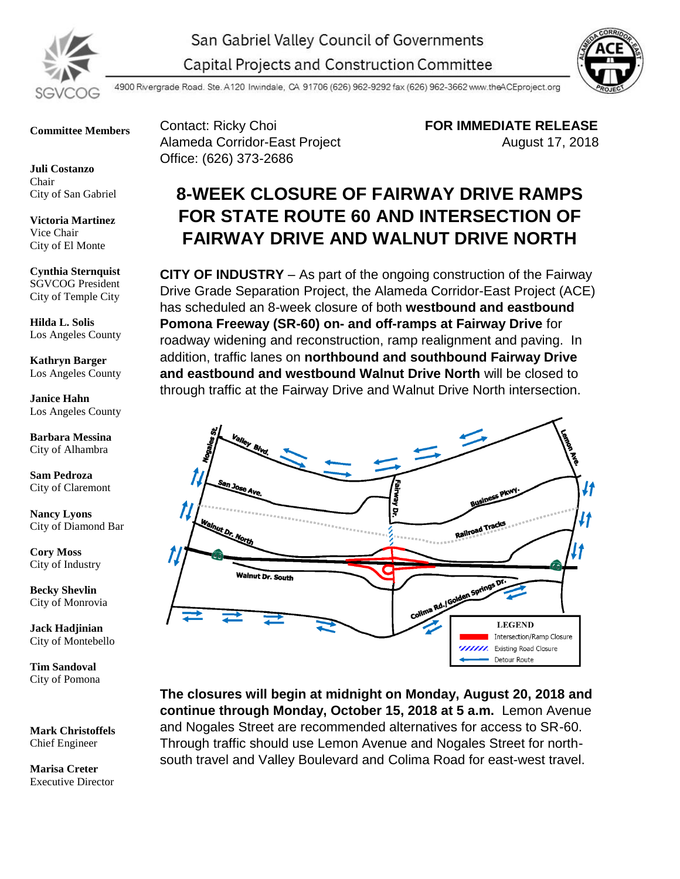San Gabriel Valley Council of Governments

Capital Projects and Construction Committee

4900 Rivergrade Road. Ste. A120 Irwindale, CA 91706 (626) 962-9292 fax (626) 962-3662 www.theACEproject.org

**Committee Members**

**Juli Costanzo**
Chair
City of San Gabriel

**Victoria Martinez**
Vice Chair
City of El Monte

**Cynthia Sternquist**
SGVCOG President
City of Temple City

**Hilda L. Solis**
Los Angeles County

**Kathryn Barger**
Los Angeles County

**Janice Hahn**
Los Angeles County

**Barbara Messina**
City of Alhambra

**Sam Pedroza**
City of Claremont

**Nancy Lyons**
City of Diamond Bar

**Cory Moss**
City of Industry

**Becky Shevlin**
City of Monrovia

**Jack Hadjinian**
City of Montebello

**Tim Sandoval**
City of Pomona

**Mark Christoffels**
Chief Engineer

**Marisa Creter**
Executive Director

Contact: Ricky Choi
Alameda Corridor-East Project
Office: (626) 373-2686

**FOR IMMEDIATE RELEASE**
August 17, 2018

# 8-WEEK CLOSURE OF FAIRWAY DRIVE RAMPS FOR STATE ROUTE 60 AND INTERSECTION OF FAIRWAY DRIVE AND WALNUT DRIVE NORTH

**CITY OF INDUSTRY** – As part of the ongoing construction of the Fairway Drive Grade Separation Project, the Alameda Corridor-East Project (ACE) has scheduled an 8-week closure of both **westbound and eastbound Pomona Freeway (SR-60) on- and off-ramps at Fairway Drive** for roadway widening and reconstruction, ramp realignment and paving. In addition, traffic lanes on **northbound and southbound Fairway Drive and eastbound and westbound Walnut Drive North** will be closed to through traffic at the Fairway Drive and Walnut Drive North intersection.

LEGEND: Intersection/Ramp Closure; Existing Road Closure; Detour Route

**The closures will begin at midnight on Monday, August 20, 2018 and continue through Monday, October 15, 2018 at 5 a.m.** Lemon Avenue and Nogales Street are recommended alternatives for access to SR-60. Through traffic should use Lemon Avenue and Nogales Street for north-south travel and Valley Boulevard and Colima Road for east-west travel.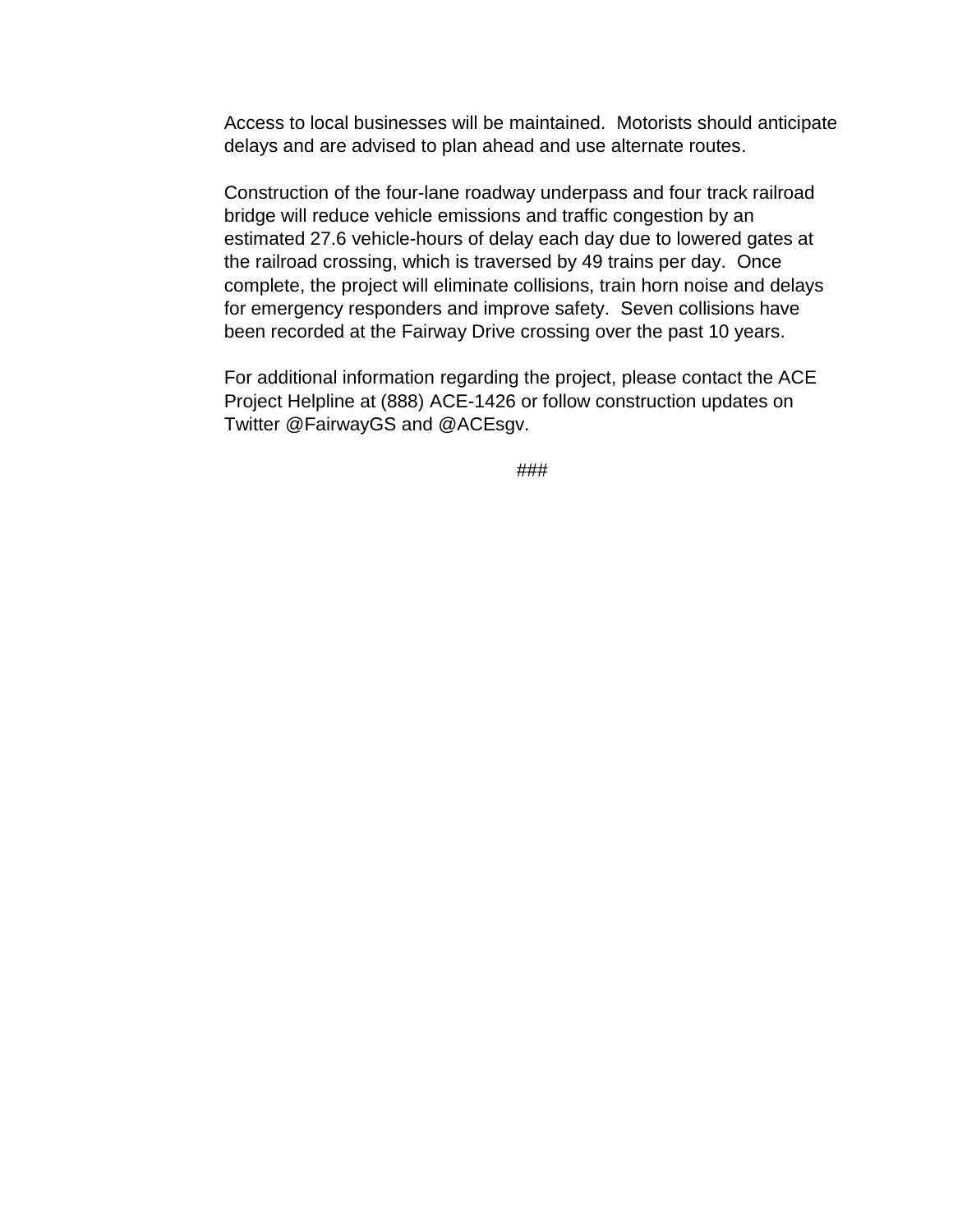Access to local businesses will be maintained.  Motorists should anticipate delays and are advised to plan ahead and use alternate routes.

Construction of the four-lane roadway underpass and four track railroad bridge will reduce vehicle emissions and traffic congestion by an estimated 27.6 vehicle-hours of delay each day due to lowered gates at the railroad crossing, which is traversed by 49 trains per day.  Once complete, the project will eliminate collisions, train horn noise and delays for emergency responders and improve safety.  Seven collisions have been recorded at the Fairway Drive crossing over the past 10 years.

For additional information regarding the project, please contact the ACE Project Helpline at (888) ACE-1426 or follow construction updates on Twitter @FairwayGS and @ACEsgv.

###